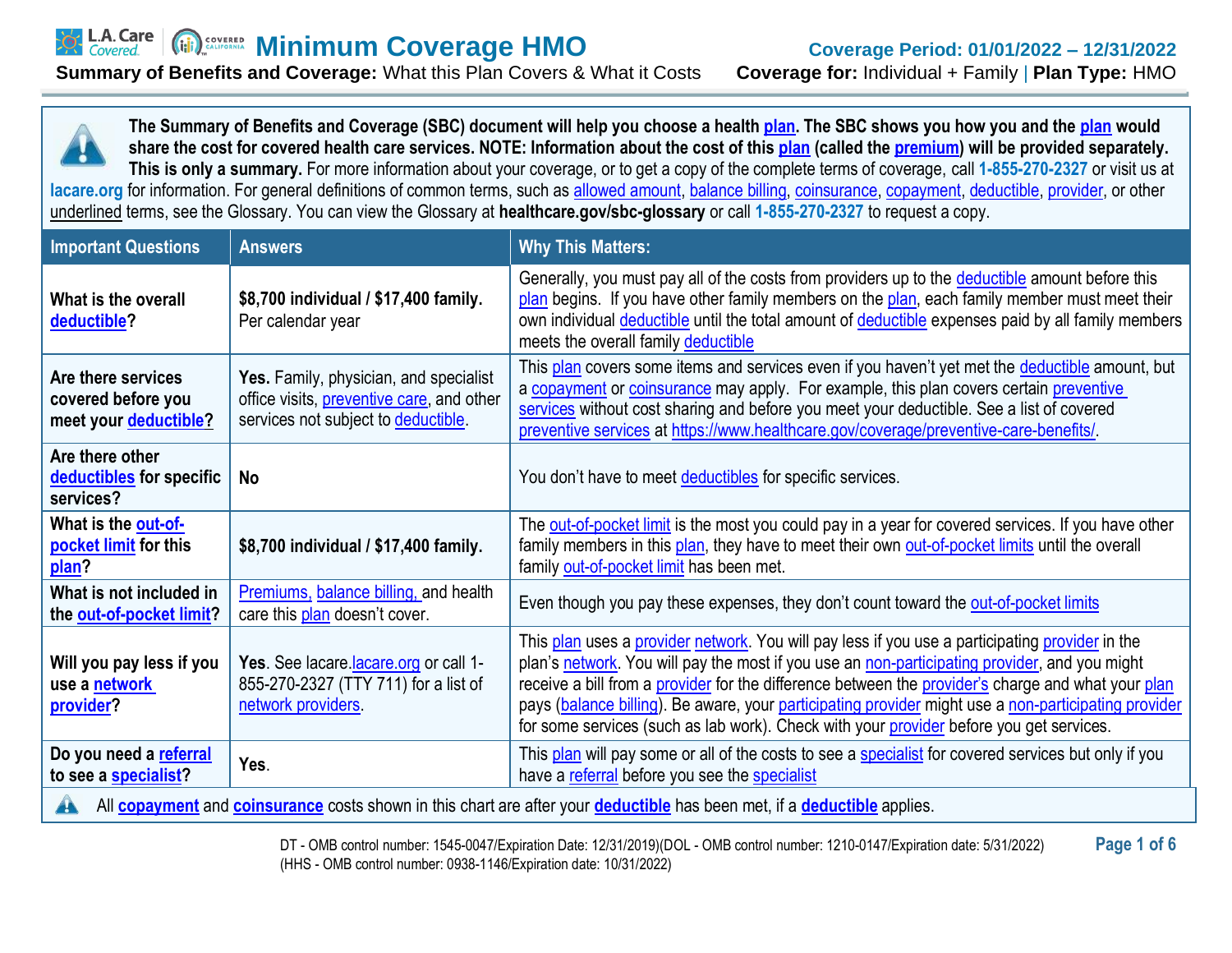# Minimum Coverage HMO

**Coverage Period: 01/01/2022 – 12/31/2022**

**Summary of Benefits and Coverage:** What this Plan Covers & What it Costs

**Coverage for:** Individual + Family | **Plan Type:** HMO

**The Summary of Benefits and Coverage (SBC) document will help you choose a health plan. The SBC shows you how you and the plan would share the cost for covered health care services. NOTE: Information about the cost of this plan (called the premium) will be provided separately. This is only a summary.** For more information about your coverage, or to get a copy of the complete terms of coverage, call **1-855-270-2327** or visit us at **lacare.org** for information. For general definitions of common terms, such as allowed amount, balance billing, coinsurance, copayment, deductible, provider, or other underlined terms, see the Glossary. You can view the Glossary at **healthcare.gov/sbc-glossary** or call **1-855-270-2327** to request a copy.

| Important Questions | Answers | Why This Matters: |
|---|---|---|
| **What is the overall deductible?** | **$8,700 individual / $17,400 family.** Per calendar year | Generally, you must pay all of the costs from providers up to the deductible amount before this plan begins. If you have other family members on the plan, each family member must meet their own individual deductible until the total amount of deductible expenses paid by all family members meets the overall family deductible |
| **Are there services covered before you meet your deductible?** | **Yes.** Family, physician, and specialist office visits, preventive care, and other services not subject to deductible. | This plan covers some items and services even if you haven't yet met the deductible amount, but a copayment or coinsurance may apply. For example, this plan covers certain preventive services without cost sharing and before you meet your deductible. See a list of covered preventive services at https://www.healthcare.gov/coverage/preventive-care-benefits/. |
| **Are there other deductibles for specific services?** | **No** | You don't have to meet deductibles for specific services. |
| **What is the out-of-pocket limit for this plan?** | **$8,700 individual / $17,400 family.** | The out-of-pocket limit is the most you could pay in a year for covered services. If you have other family members in this plan, they have to meet their own out-of-pocket limits until the overall family out-of-pocket limit has been met. |
| **What is not included in the out-of-pocket limit?** | Premiums, balance billing, and health care this plan doesn't cover. | Even though you pay these expenses, they don't count toward the out-of-pocket limits |
| **Will you pay less if you use a network provider?** | **Yes**. See lacare.lacare.org or call 1-855-270-2327 (TTY 711) for a list of network providers. | This plan uses a provider network. You will pay less if you use a participating provider in the plan's network. You will pay the most if you use an non-participating provider, and you might receive a bill from a provider for the difference between the provider's charge and what your plan pays (balance billing). Be aware, your participating provider might use a non-participating provider for some services (such as lab work). Check with your provider before you get services. |
| **Do you need a referral to see a specialist?** | **Yes.** | This plan will pay some or all of the costs to see a specialist for covered services but only if you have a referral before you see the specialist |

All **copayment** and **coinsurance** costs shown in this chart are after your **deductible** has been met, if a **deductible** applies.

DT - OMB control number: 1545-0047/Expiration Date: 12/31/2019)(DOL - OMB control number: 1210-0147/Expiration date: 5/31/2022)
(HHS - OMB control number: 0938-1146/Expiration date: 10/31/2022)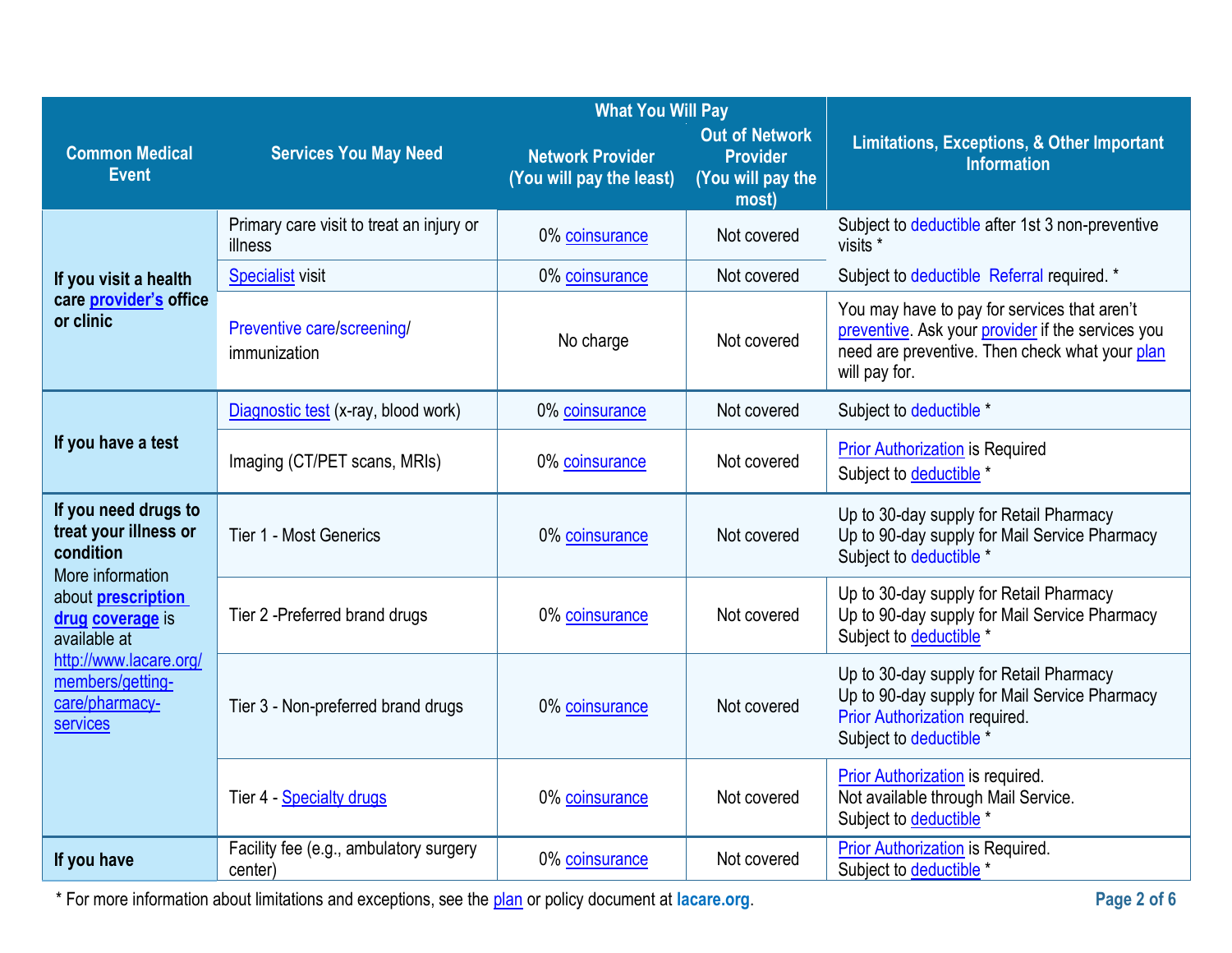| Common Medical Event | Services You May Need | What You Will Pay: Network Provider (You will pay the least) | What You Will Pay: Out of Network Provider (You will pay the most) | Limitations, Exceptions, & Other Important Information |
|---|---|---|---|---|
| **If you visit a health care provider's office or clinic** | Primary care visit to treat an injury or illness | 0% coinsurance | Not covered | Subject to deductible after 1st 3 non-preventive visits * |
| | Specialist visit | 0% coinsurance | Not covered | Subject to deductible Referral required. * |
| | Preventive care/screening/ immunization | No charge | Not covered | You may have to pay for services that aren't preventive. Ask your provider if the services you need are preventive. Then check what your plan will pay for. |
| **If you have a test** | Diagnostic test (x-ray, blood work) | 0% coinsurance | Not covered | Subject to deductible * |
| | Imaging (CT/PET scans, MRIs) | 0% coinsurance | Not covered | Prior Authorization is Required<br>Subject to deductible * |
| **If you need drugs to treat your illness or condition**<br>More information about **prescription drug coverage** is available at http://www.lacare.org/members/getting-care/pharmacy-services | Tier 1 - Most Generics | 0% coinsurance | Not covered | Up to 30-day supply for Retail Pharmacy<br>Up to 90-day supply for Mail Service Pharmacy<br>Subject to deductible * |
| | Tier 2 -Preferred brand drugs | 0% coinsurance | Not covered | Up to 30-day supply for Retail Pharmacy<br>Up to 90-day supply for Mail Service Pharmacy<br>Subject to deductible * |
| | Tier 3 - Non-preferred brand drugs | 0% coinsurance | Not covered | Up to 30-day supply for Retail Pharmacy<br>Up to 90-day supply for Mail Service Pharmacy<br>Prior Authorization required.<br>Subject to deductible * |
| | Tier 4 - Specialty drugs | 0% coinsurance | Not covered | Prior Authorization is required.<br>Not available through Mail Service.<br>Subject to deductible * |
| **If you have** | Facility fee (e.g., ambulatory surgery center) | 0% coinsurance | Not covered | Prior Authorization is Required.<br>Subject to deductible * |

* For more information about limitations and exceptions, see the plan or policy document at **lacare.org**.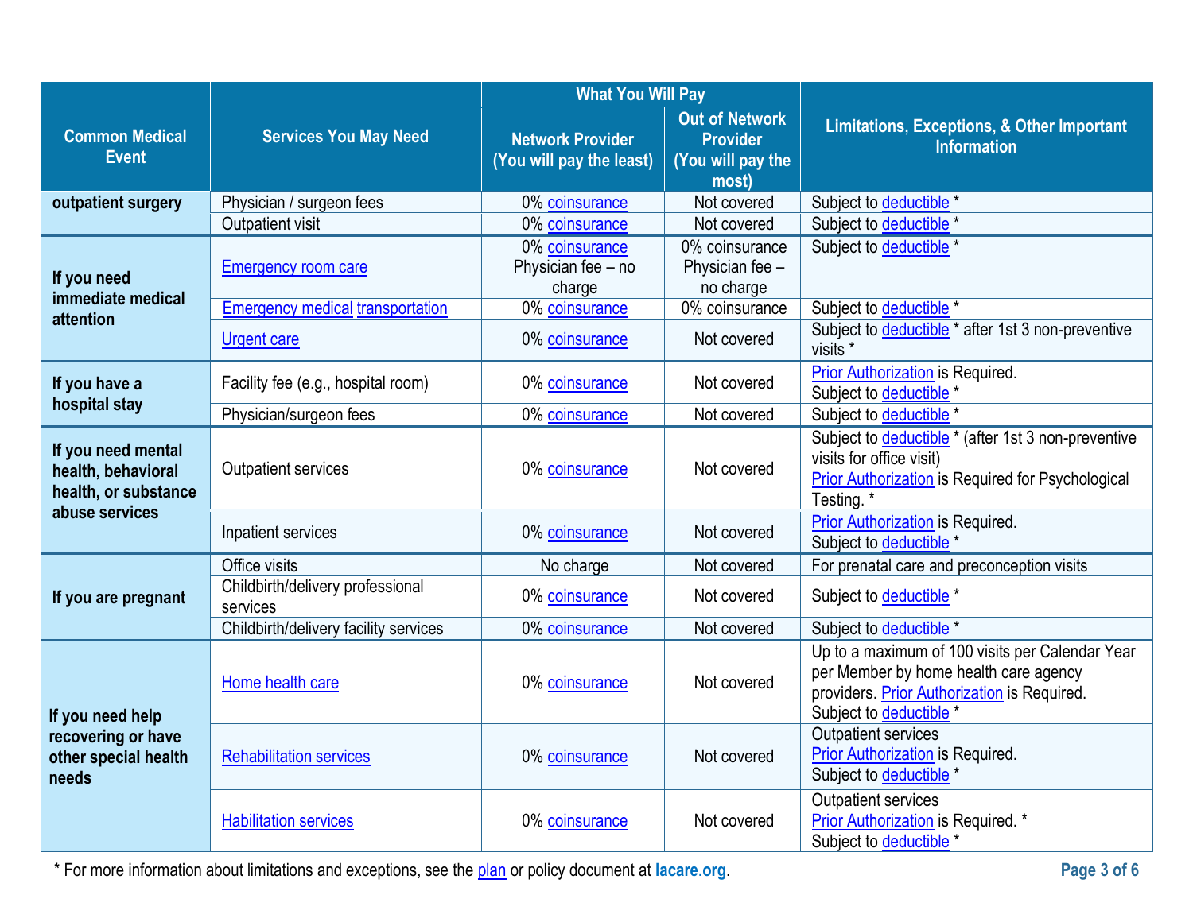| Common Medical Event | Services You May Need | What You Will Pay | | Limitations, Exceptions, & Other Important Information |
|---|---|---|---|---|
| | | Network Provider (You will pay the least) | Out of Network Provider (You will pay the most) | |
| outpatient surgery | Physician / surgeon fees | 0% coinsurance | Not covered | Subject to deductible * |
| | Outpatient visit | 0% coinsurance | Not covered | Subject to deductible * |
| If you need immediate medical attention | Emergency room care | 0% coinsurance Physician fee – no charge | 0% coinsurance Physician fee – no charge | Subject to deductible * |
| | Emergency medical transportation | 0% coinsurance | 0% coinsurance | Subject to deductible * |
| | Urgent care | 0% coinsurance | Not covered | Subject to deductible * after 1st 3 non-preventive visits * |
| If you have a hospital stay | Facility fee (e.g., hospital room) | 0% coinsurance | Not covered | Prior Authorization is Required. Subject to deductible * |
| | Physician/surgeon fees | 0% coinsurance | Not covered | Subject to deductible * |
| If you need mental health, behavioral health, or substance abuse services | Outpatient services | 0% coinsurance | Not covered | Subject to deductible * (after 1st 3 non-preventive visits for office visit) Prior Authorization is Required for Psychological Testing. * |
| | Inpatient services | 0% coinsurance | Not covered | Prior Authorization is Required. Subject to deductible * |
| If you are pregnant | Office visits | No charge | Not covered | For prenatal care and preconception visits |
| | Childbirth/delivery professional services | 0% coinsurance | Not covered | Subject to deductible * |
| | Childbirth/delivery facility services | 0% coinsurance | Not covered | Subject to deductible * |
| If you need help recovering or have other special health needs | Home health care | 0% coinsurance | Not covered | Up to a maximum of 100 visits per Calendar Year per Member by home health care agency providers. Prior Authorization is Required. Subject to deductible * |
| | Rehabilitation services | 0% coinsurance | Not covered | Outpatient services Prior Authorization is Required. Subject to deductible * |
| | Habilitation services | 0% coinsurance | Not covered | Outpatient services Prior Authorization is Required. * Subject to deductible * |

* For more information about limitations and exceptions, see the plan or policy document at **lacare.org**.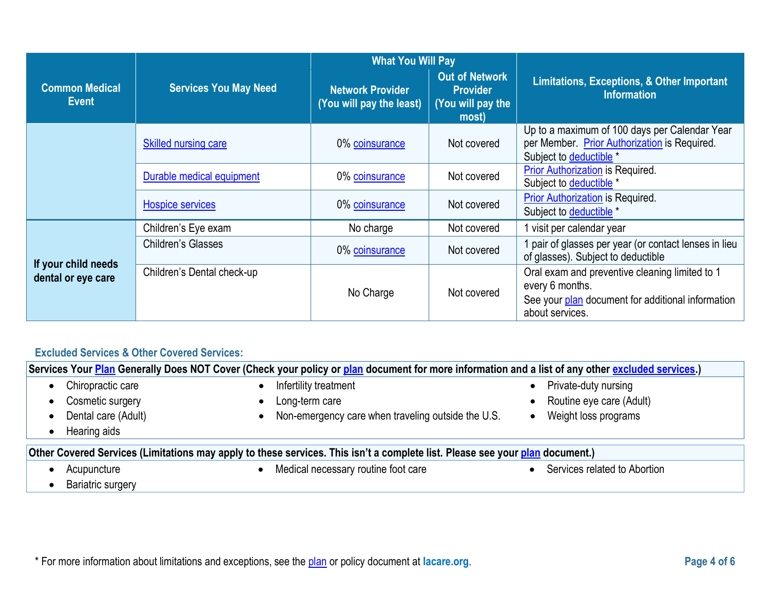| Common Medical Event | Services You May Need | What You Will Pay | | Limitations, Exceptions, & Other Important Information |
|---|---|---|---|---|
| | | Network Provider (You will pay the least) | Out of Network Provider (You will pay the most) | |
| | Skilled nursing care | 0% coinsurance | Not covered | Up to a maximum of 100 days per Calendar Year per Member. Prior Authorization is Required. Subject to deductible * |
| | Durable medical equipment | 0% coinsurance | Not covered | Prior Authorization is Required. Subject to deductible * |
| | Hospice services | 0% coinsurance | Not covered | Prior Authorization is Required. Subject to deductible * |
| **If your child needs dental or eye care** | Children's Eye exam | No charge | Not covered | 1 visit per calendar year |
| | Children's Glasses | 0% coinsurance | Not covered | 1 pair of glasses per year (or contact lenses in lieu of glasses). Subject to deductible |
| | Children's Dental check-up | No Charge | Not covered | Oral exam and preventive cleaning limited to 1 every 6 months. See your plan document for additional information about services. |

### Excluded Services & Other Covered Services:

**Services Your Plan Generally Does NOT Cover (Check your policy or plan document for more information and a list of any other excluded services.)**

- Chiropractic care
- Cosmetic surgery
- Dental care (Adult)
- Hearing aids
- Infertility treatment
- Long-term care
- Non-emergency care when traveling outside the U.S.
- Private-duty nursing
- Routine eye care (Adult)
- Weight loss programs

**Other Covered Services (Limitations may apply to these services. This isn't a complete list. Please see your plan document.)**

- Acupuncture
- Bariatric surgery
- Medical necessary routine foot care
- Services related to Abortion

* For more information about limitations and exceptions, see the plan or policy document at **lacare.org**.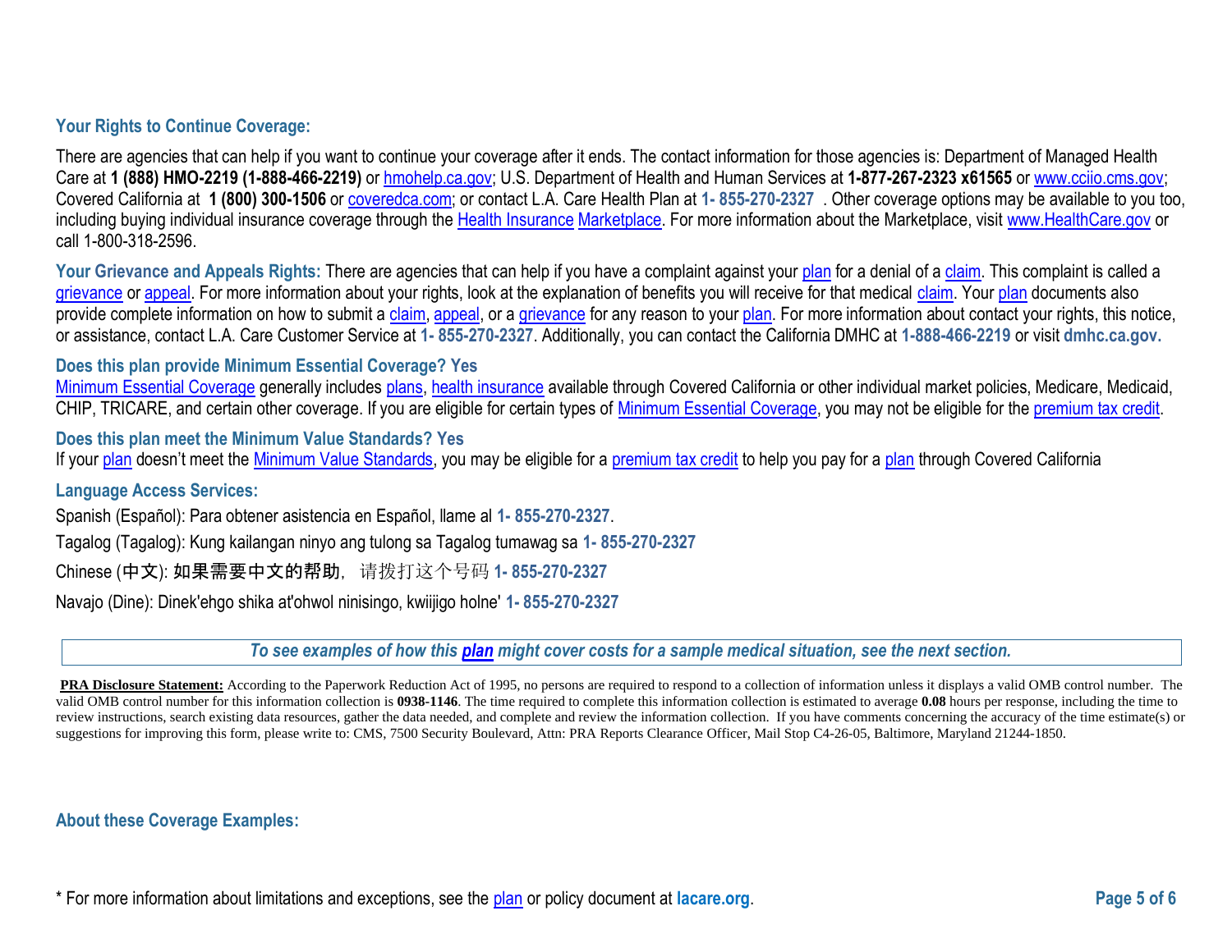## Your Rights to Continue Coverage:

There are agencies that can help if you want to continue your coverage after it ends. The contact information for those agencies is: Department of Managed Health Care at **1 (888) HMO-2219 (1-888-466-2219)** or hmohelp.ca.gov; U.S. Department of Health and Human Services at **1-877-267-2323 x61565** or www.cciio.cms.gov; Covered California at **1 (800) 300-1506** or coveredca.com; or contact L.A. Care Health Plan at **1- 855-270-2327** . Other coverage options may be available to you too, including buying individual insurance coverage through the Health Insurance Marketplace. For more information about the Marketplace, visit www.HealthCare.gov or call 1-800-318-2596.

**Your Grievance and Appeals Rights:** There are agencies that can help if you have a complaint against your plan for a denial of a claim. This complaint is called a grievance or appeal. For more information about your rights, look at the explanation of benefits you will receive for that medical claim. Your plan documents also provide complete information on how to submit a claim, appeal, or a grievance for any reason to your plan. For more information about contact your rights, this notice, or assistance, contact L.A. Care Customer Service at **1- 855-270-2327**. Additionally, you can contact the California DMHC at **1-888-466-2219** or visit **dmhc.ca.gov.**

## Does this plan provide Minimum Essential Coverage? Yes

Minimum Essential Coverage generally includes plans, health insurance available through Covered California or other individual market policies, Medicare, Medicaid, CHIP, TRICARE, and certain other coverage. If you are eligible for certain types of Minimum Essential Coverage, you may not be eligible for the premium tax credit.

## Does this plan meet the Minimum Value Standards? Yes

If your plan doesn't meet the Minimum Value Standards, you may be eligible for a premium tax credit to help you pay for a plan through Covered California

## Language Access Services:

Spanish (Español): Para obtener asistencia en Español, llame al **1- 855-270-2327**.

Tagalog (Tagalog): Kung kailangan ninyo ang tulong sa Tagalog tumawag sa **1- 855-270-2327**

Chinese (中文): 如果需要中文的帮助，请拨打这个号码 **1- 855-270-2327**

Navajo (Dine): Dinek'ehgo shika at'ohwol ninisingo, kwiijigo holne' **1- 855-270-2327**

***To see examples of how this plan might cover costs for a sample medical situation, see the next section.***

**PRA Disclosure Statement:** According to the Paperwork Reduction Act of 1995, no persons are required to respond to a collection of information unless it displays a valid OMB control number. The valid OMB control number for this information collection is **0938-1146**. The time required to complete this information collection is estimated to average **0.08** hours per response, including the time to review instructions, search existing data resources, gather the data needed, and complete and review the information collection. If you have comments concerning the accuracy of the time estimate(s) or suggestions for improving this form, please write to: CMS, 7500 Security Boulevard, Attn: PRA Reports Clearance Officer, Mail Stop C4-26-05, Baltimore, Maryland 21244-1850.

## About these Coverage Examples:

* For more information about limitations and exceptions, see the plan or policy document at **lacare.org**.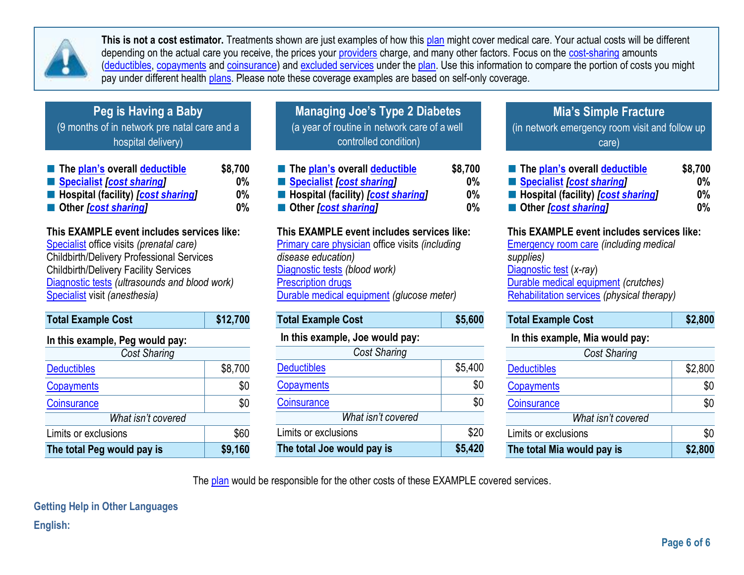**This is not a cost estimator.** Treatments shown are just examples of how this plan might cover medical care. Your actual costs will be different depending on the actual care you receive, the prices your providers charge, and many other factors. Focus on the cost-sharing amounts (deductibles, copayments and coinsurance) and excluded services under the plan. Use this information to compare the portion of costs you might pay under different health plans. Please note these coverage examples are based on self-only coverage.

## Peg is Having a Baby

(9 months of in network pre natal care and a hospital delivery)

- **The plan's overall deductible** — **$8,700**
- **Specialist [cost sharing]** — **0%**
- **Hospital (facility) [cost sharing]** — **0%**
- **Other [cost sharing]** — **0%**

**This EXAMPLE event includes services like:**

Specialist office visits *(prenatal care)*
Childbirth/Delivery Professional Services
Childbirth/Delivery Facility Services
Diagnostic tests *(ultrasounds and blood work)*
Specialist visit *(anesthesia)*

| **Total Example Cost** | **$12,700** |
|---|---|
| **In this example, Peg would pay:** | |
| *Cost Sharing* | |
| Deductibles | $8,700 |
| Copayments | $0 |
| Coinsurance | $0 |
| *What isn't covered* | |
| Limits or exclusions | $60 |
| **The total Peg would pay is** | **$9,160** |

## Managing Joe's Type 2 Diabetes

(a year of routine in network care of a well controlled condition)

- **The plan's overall deductible** — **$8,700**
- **Specialist [cost sharing]** — **0%**
- **Hospital (facility) [cost sharing]** — **0%**
- **Other [cost sharing]** — **0%**

**This EXAMPLE event includes services like:**

Primary care physician office visits *(including disease education)*
Diagnostic tests *(blood work)*
Prescription drugs
Durable medical equipment *(glucose meter)*

| **Total Example Cost** | **$5,600** |
|---|---|
| **In this example, Joe would pay:** | |
| *Cost Sharing* | |
| Deductibles | $5,400 |
| Copayments | $0 |
| Coinsurance | $0 |
| *What isn't covered* | |
| Limits or exclusions | $20 |
| **The total Joe would pay is** | **$5,420** |

## Mia's Simple Fracture

(in network emergency room visit and follow up care)

- **The plan's overall deductible** — **$8,700**
- **Specialist [cost sharing]** — **0%**
- **Hospital (facility) [cost sharing]** — **0%**
- **Other [cost sharing]** — **0%**

**This EXAMPLE event includes services like:**

Emergency room care *(including medical supplies)*
Diagnostic test (*x-ray*)
Durable medical equipment *(crutches)*
Rehabilitation services *(physical therapy)*

| **Total Example Cost** | **$2,800** |
|---|---|
| **In this example, Mia would pay:** | |
| *Cost Sharing* | |
| Deductibles | $2,800 |
| Copayments | $0 |
| Coinsurance | $0 |
| *What isn't covered* | |
| Limits or exclusions | $0 |
| **The total Mia would pay is** | **$2,800** |

The plan would be responsible for the other costs of these EXAMPLE covered services.

**Getting Help in Other Languages**

**English:**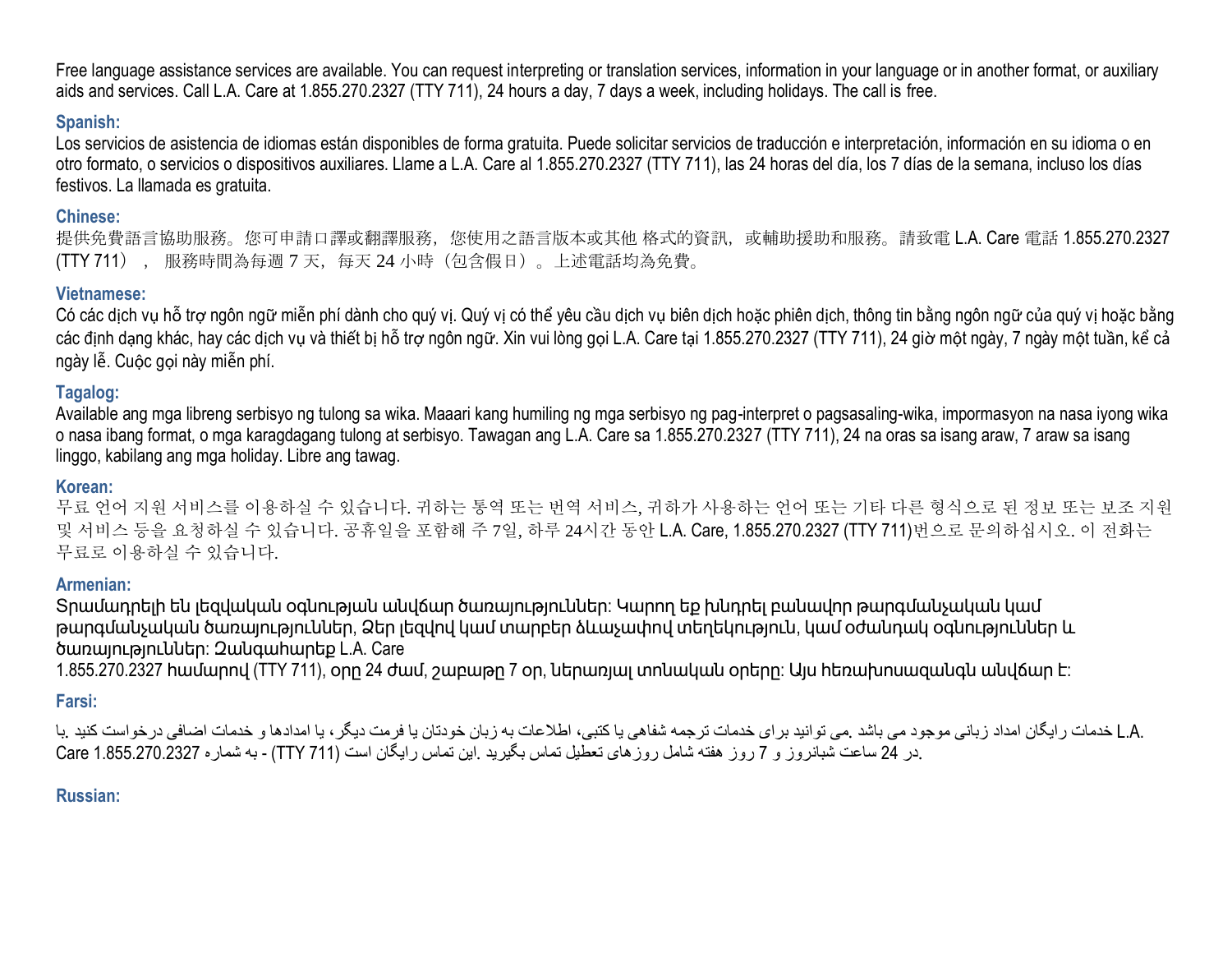Free language assistance services are available. You can request interpreting or translation services, information in your language or in another format, or auxiliary aids and services. Call L.A. Care at 1.855.270.2327 (TTY 711), 24 hours a day, 7 days a week, including holidays. The call is free.

### Spanish:

Los servicios de asistencia de idiomas están disponibles de forma gratuita. Puede solicitar servicios de traducción e interpretación, información en su idioma o en otro formato, o servicios o dispositivos auxiliares. Llame a L.A. Care al 1.855.270.2327 (TTY 711), las 24 horas del día, los 7 días de la semana, incluso los días festivos. La llamada es gratuita.

### Chinese:

提供免費語言協助服務。您可申請口譯或翻譯服務，您使用之語言版本或其他 格式的資訊，或輔助援助和服務。請致電 L.A. Care 電話 1.855.270.2327 (TTY 711），服務時間為每週 7 天，每天 24 小時（包含假日）。上述電話均為免費。

### Vietnamese:

Có các dịch vụ hỗ trợ ngôn ngữ miễn phí dành cho quý vị. Quý vị có thể yêu cầu dịch vụ biên dịch hoặc phiên dịch, thông tin bằng ngôn ngữ của quý vị hoặc bằng các định dạng khác, hay các dịch vụ và thiết bị hỗ trợ ngôn ngữ. Xin vui lòng gọi L.A. Care tại 1.855.270.2327 (TTY 711), 24 giờ một ngày, 7 ngày một tuần, kể cả ngày lễ. Cuộc gọi này miễn phí.

### Tagalog:

Available ang mga libreng serbisyo ng tulong sa wika. Maaari kang humiling ng mga serbisyo ng pag-interpret o pagsasaling-wika, impormasyon na nasa iyong wika o nasa ibang format, o mga karagdagang tulong at serbisyo. Tawagan ang L.A. Care sa 1.855.270.2327 (TTY 711), 24 na oras sa isang araw, 7 araw sa isang linggo, kabilang ang mga holiday. Libre ang tawag.

### Korean:

무료 언어 지원 서비스를 이용하실 수 있습니다. 귀하는 통역 또는 번역 서비스, 귀하가 사용하는 언어 또는 기타 다른 형식으로 된 정보 또는 보조 지원 및 서비스 등을 요청하실 수 있습니다. 공휴일을 포함해 주 7일, 하루 24시간 동안 L.A. Care, 1.855.270.2327 (TTY 711)번으로 문의하십시오. 이 전화는 무료로 이용하실 수 있습니다.

### Armenian:

Տրամադրելի են լեզվական օգնության անվճար ծառայություններ: Կարող եք խնդրել բանավոր թարգմանչական կամ թարգմանչական ծառայություններ, Ձեր լեզվով կամ տարբեր ձևաչափով տեղեկություն, կամ օժանդակ օգնություններ և ծառայություններ: Զանգահարեք L.A. Care
1.855.270.2327 համարով (TTY 711), օրը 24 ժամ, շաբաթը 7 օր, ներառյալ տոնական օրերը: Այս հեռախոսազանգն անվճար է:

### Farsi:

خدمات رایگان امداد زبانی موجود می باشد .می توانید برای خدمات ترجمه شفاهی یا کتبی، اطلاعات به زبان خودتان یا فرمت دیگر، یا امدادها و خدمات اضافی درخواست کنید .با L.A. Care 1.855.270.2327 به شماره - (TTY 711) این تماس رایگان است .در 24 ساعت شبانروز و 7 روز هفته شامل روزهای تعطیل تماس بگیرید.

### Russian: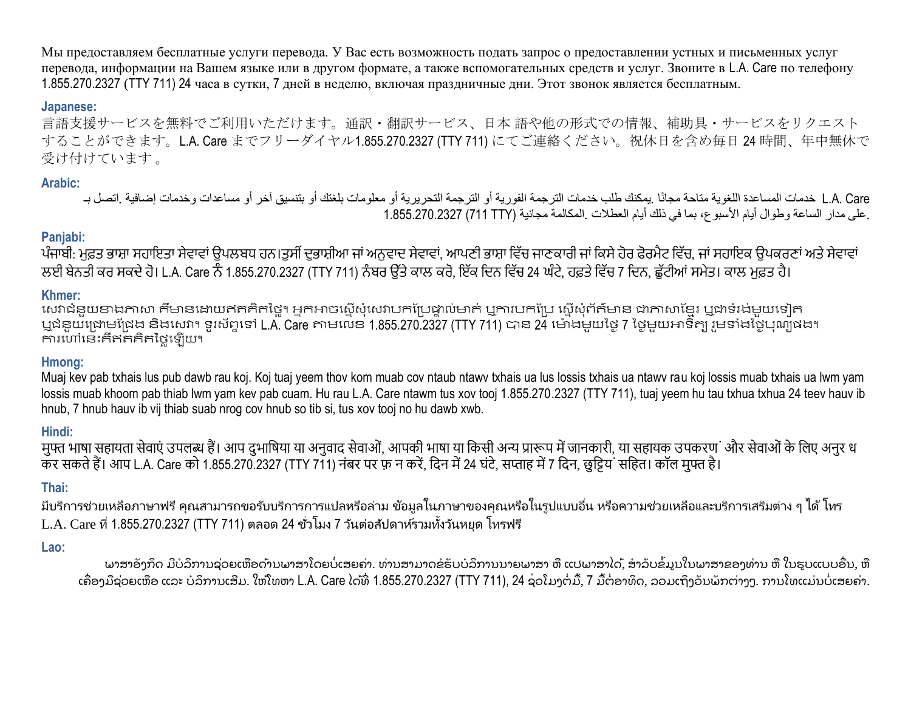Мы предоставляем бесплатные услуги перевода. У Вас есть возможность подать запрос о предоставлении устных и письменных услуг перевода, информации на Вашем языке или в другом формате, а также вспомогательных средств и услуг. Звоните в L.A. Care по телефону 1.855.270.2327 (TTY 711) 24 часа в сутки, 7 дней в неделю, включая праздничные дни. Этот звонок является бесплатным.

**Japanese:**

言語支援サービスを無料でご利用いただけます。通訳・翻訳サービス、日本 語や他の形式での情報、補助具・サービスをリクエストすることができます。L.A. Care までフリーダイヤル1.855.270.2327 (TTY 711) にてご連絡ください。祝休日を含め毎日 24 時間、年中無休で受け付けています。

**Arabic:**

خدمات المساعدة اللغوية متاحة مجانًا .يمكنك طلب خدمات الترجمة الفورية أو الترجمة التحريرية أو معلومات بلغتك أو بتنسيق آخر أو مساعدات وخدمات إضافية .اتصل بـ L.A. Care على مدار الساعة وطوال أيام الأسبوع، بما في ذلك أيام العطلات .المكالمة مجانية (TTY 711) 1.855.270.2327.

**Panjabi:**

ਪੰਜਾਬੀ: ਮੁਫ਼ਤ ਭਾਸ਼ਾ ਸਹਾਇਤਾ ਸੇਵਾਵਾਂ ਉਪਲਬਧ ਹਨ।ਤੁਸੀਂ ਦੁਭਾਸ਼ੀਆ ਜਾਂ ਅਨੁਵਾਦ ਸੇਵਾਵਾਂ, ਆਪਣੀ ਭਾਸ਼ਾ ਵਿੱਚ ਜਾਣਕਾਰੀ ਜਾਂ ਕਿਸੇ ਹੋਰ ਫੋਰਮੈਟ ਵਿੱਚ, ਜਾਂ ਸਹਾਇਕ ਉਪਕਰਣਾਂ ਅਤੇ ਸੇਵਾਵਾਂ ਲਈ ਬੇਨਤੀ ਕਰ ਸਕਦੇ ਹੋ। L.A. Care ਨੂੰ 1.855.270.2327 (TTY 711) ਨੰਬਰ ਉੱਤੇ ਕਾਲ ਕਰੋ, ਇੱਕ ਦਿਨ ਵਿੱਚ 24 ਘੰਟੇ, ਹਫ਼ਤੇ ਵਿੱਚ 7 ਦਿਨ, ਛੁੱਟੀਆਂ ਸਮੇਤ। ਕਾਲ ਮੁਫ਼ਤ ਹੈ।

**Khmer:**

សេវាជំនួយខាងភាសា គឺមានដោយឥតគិតថ្លៃ។ អ្នកអាចស្នើសុំសេវាបកប្រែផ្ទាល់មាត់ ឬការបកប្រែ ស្នើសុំព័ត៌មាន ជាភាសាខ្មែរ ឬជាទម្រង់មួយទៀត ឬជំនួយជ្រោមជ្រែង និងសេវា។ ទូរស័ព្ទទៅ L.A. Care តាមលេខ 1.855.270.2327 (TTY 711) បាន 24 ម៉ោងមួយថ្ងៃ 7 ថ្ងៃមួយអាទិត្យ រួមទាំងថ្ងៃបុណ្យផង។ ការហៅនេះគឺឥតគិតថ្លៃឡើយ។

**Hmong:**

Muaj kev pab txhais lus pub dawb rau koj. Koj tuaj yeem thov kom muab cov ntaub ntawv txhais ua lus lossis txhais ua ntawv rau koj lossis muab txhais ua lwm yam lossis muab khoom pab thiab lwm yam kev pab cuam. Hu rau L.A. Care ntawm tus xov tooj 1.855.270.2327 (TTY 711), tuaj yeem hu tau txhua txhua 24 teev hauv ib hnub, 7 hnub hauv ib vij thiab suab nrog cov hnub so tib si, tus xov tooj no hu dawb xwb.

**Hindi:**

मुफ्त भाषा सहायता सेवाएं उपलब्ध हैं। आप दुभाषिया या अनुवाद सेवाओं, आपकी भाषा या किसी अन्य प्रारूप में जानकारी, या सहायक उपकरण ं और सेवाओं के लिए अनुर ध कर सकते हैं। आप L.A. Care को 1.855.270.2327 (TTY 711) नंबर पर फ़ न करें, दिन में 24 घंटे, सप्ताह में 7 दिन, छुट्टिय ं सहित। कॉल मुफ्त है।

**Thai:**

มีบริการช่วยเหลือภาษาฟรี คุณสามารถขอรับบริการการแปลหรือล่าม ข้อมูลในภาษาของคุณหรือในรูปแบบอื่น หรือความช่วยเหลือและบริการเสริมต่าง ๆ ได้ โทร L.A. Care ที่ 1.855.270.2327 (TTY 711) ตลอด 24 ชั่วโมง 7 วันต่อสัปดาห์รวมทั้งวันหยุด โทรฟรี

**Lao:**

ພາສາອັງກິດ ມີບໍລິການຊ່ວຍເຫຼືອດ້ານພາສາໂດຍບໍ່ເສຍຄ່າ. ທ່ານສາມາດຂໍຮັບບໍລິການນາຍພາສາ ຫຼື ແປພາສາໄດ້, ສໍາລັບຂໍ້ມູນໃນພາສາຂອງທ່ານ ຫຼື ໃນຮູບແບບອື່ນ, ຫຼື ເຄື່ອງມືຊ່ວຍເຫຼືອ ແລະ ບໍລິການເສີມ. ໃຫ້ໂທຫາ L.A. Care ໄດ້ທີ່ 1.855.270.2327 (TTY 711), 24 ຊົ່ວໂມງຕໍ່ມື້, 7 ມື້ຕໍ່ອາທິດ, ລວມເຖິງວັນພັກຕ່າງໆ. ການໂທແມ່ນບໍ່ເສຍຄ່າ.